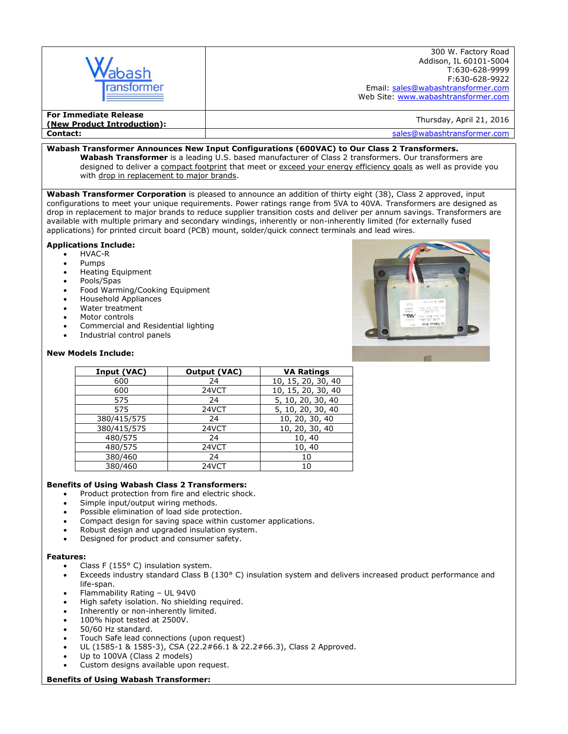**Wabash Transformer**

300 W. Factory Road
Addison, IL 60101-5004
T:630-628-9999
F:630-628-9922
Email: sales@wabashtransformer.com
Web Site: www.wabashtransformer.com

**For Immediate Release (New Product Introduction):** Thursday, April 21, 2016

**Contact:** sales@wabashtransformer.com

## Wabash Transformer Announces New Input Configurations (600VAC) to Our Class 2 Transformers.

**Wabash Transformer** is a leading U.S. based manufacturer of Class 2 transformers. Our transformers are designed to deliver a compact footprint that meet or exceed your energy efficiency goals as well as provide you with drop in replacement to major brands.

**Wabash Transformer Corporation** is pleased to announce an addition of thirty eight (38), Class 2 approved, input configurations to meet your unique requirements. Power ratings range from 5VA to 40VA. Transformers are designed as drop in replacement to major brands to reduce supplier transition costs and deliver per annum savings. Transformers are available with multiple primary and secondary windings, inherently or non-inherently limited (for externally fused applications) for printed circuit board (PCB) mount, solder/quick connect terminals and lead wires.

**Applications Include:**

- HVAC-R
- Pumps
- Heating Equipment
- Pools/Spas
- Food Warming/Cooking Equipment
- Household Appliances
- Water treatment
- Motor controls
- Commercial and Residential lighting
- Industrial control panels

**New Models Include:**

| Input (VAC) | Output (VAC) | VA Ratings |
|---|---|---|
| 600 | 24 | 10, 15, 20, 30, 40 |
| 600 | 24VCT | 10, 15, 20, 30, 40 |
| 575 | 24 | 5, 10, 20, 30, 40 |
| 575 | 24VCT | 5, 10, 20, 30, 40 |
| 380/415/575 | 24 | 10, 20, 30, 40 |
| 380/415/575 | 24VCT | 10, 20, 30, 40 |
| 480/575 | 24 | 10, 40 |
| 480/575 | 24VCT | 10, 40 |
| 380/460 | 24 | 10 |
| 380/460 | 24VCT | 10 |

**Benefits of Using Wabash Class 2 Transformers:**

- Product protection from fire and electric shock.
- Simple input/output wiring methods.
- Possible elimination of load side protection.
- Compact design for saving space within customer applications.
- Robust design and upgraded insulation system.
- Designed for product and consumer safety.

**Features:**

- Class F (155° C) insulation system.
- Exceeds industry standard Class B (130° C) insulation system and delivers increased product performance and life-span.
- Flammability Rating – UL 94V0
- High safety isolation. No shielding required.
- Inherently or non-inherently limited.
- 100% hipot tested at 2500V.
- 50/60 Hz standard.
- Touch Safe lead connections (upon request)
- UL (1585-1 & 1585-3), CSA (22.2#66.1 & 22.2#66.3), Class 2 Approved.
- Up to 100VA (Class 2 models)
- Custom designs available upon request.

**Benefits of Using Wabash Transformer:**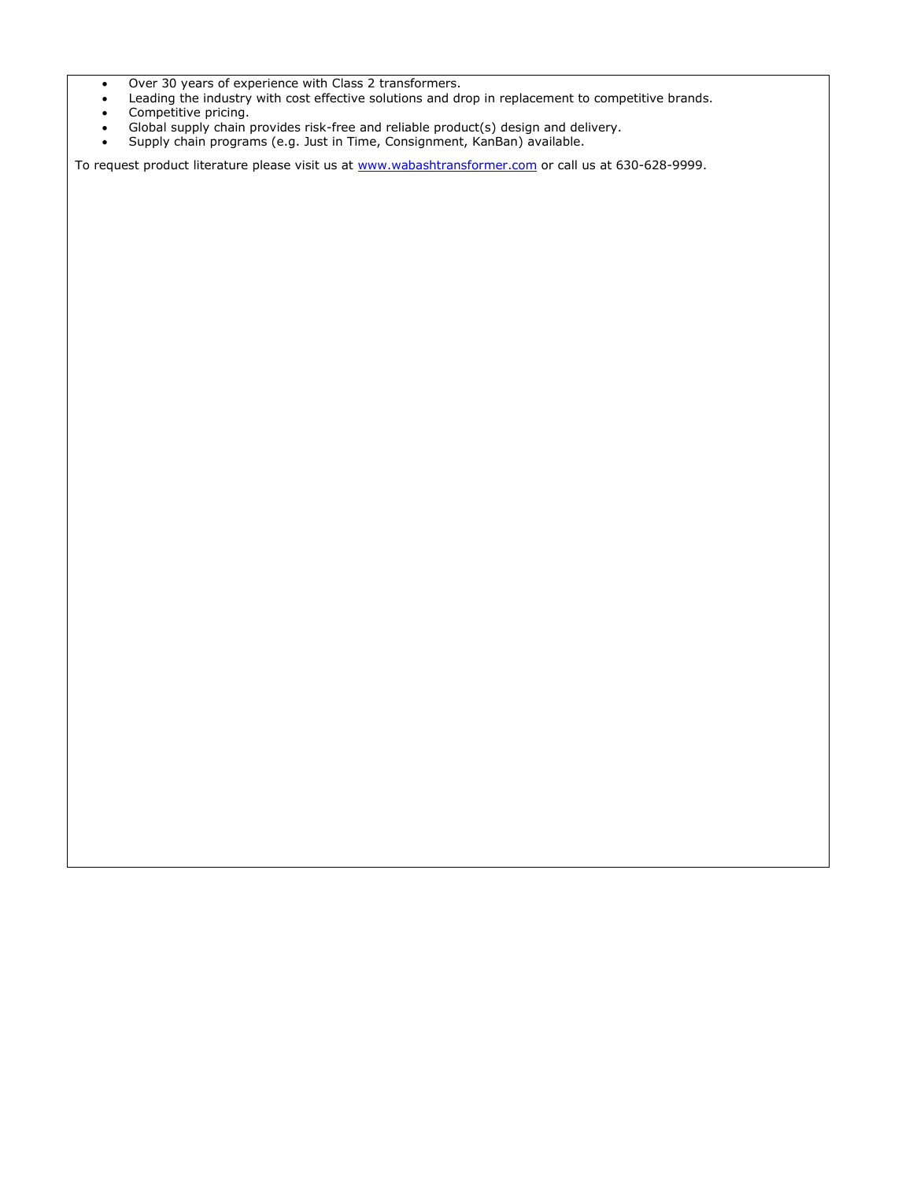- Over 30 years of experience with Class 2 transformers.
- Leading the industry with cost effective solutions and drop in replacement to competitive brands.
- Competitive pricing.
- Global supply chain provides risk-free and reliable product(s) design and delivery.
- Supply chain programs (e.g. Just in Time, Consignment, KanBan) available.

To request product literature please visit us at [www.wabashtransformer.com](http://www.wabashtransformer.com) or call us at 630-628-9999.